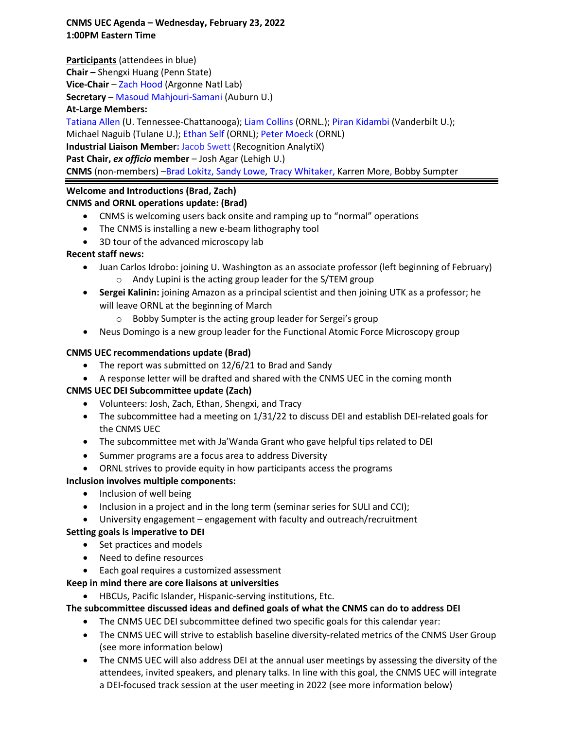**CNMS UEC Agenda – Wednesday, February 23, 2022**
**1:00PM Eastern Time**

**Participants** (attendees in blue)
**Chair –** Shengxi Huang (Penn State)
**Vice-Chair** – Zach Hood (Argonne Natl Lab)
**Secretary** – Masoud Mahjouri-Samani (Auburn U.)
**At-Large Members:**
Tatiana Allen (U. Tennessee-Chattanooga); Liam Collins (ORNL.); Piran Kidambi (Vanderbilt U.); Michael Naguib (Tulane U.); Ethan Self (ORNL); Peter Moeck (ORNL)
**Industrial Liaison Member**: Jacob Swett (Recognition AnalytiX)
**Past Chair, *ex officio* member** – Josh Agar (Lehigh U.)
**CNMS** (non-members) –Brad Lokitz, Sandy Lowe, Tracy Whitaker, Karren More, Bobby Sumpter

---

**Welcome and Introductions (Brad, Zach)**

**CNMS and ORNL operations update: (Brad)**

- CNMS is welcoming users back onsite and ramping up to "normal" operations
- The CNMS is installing a new e-beam lithography tool
- 3D tour of the advanced microscopy lab

**Recent staff news:**

- Juan Carlos Idrobo: joining U. Washington as an associate professor (left beginning of February)
  - Andy Lupini is the acting group leader for the S/TEM group
- **Sergei Kalinin:** joining Amazon as a principal scientist and then joining UTK as a professor; he will leave ORNL at the beginning of March
  - Bobby Sumpter is the acting group leader for Sergei's group
- Neus Domingo is a new group leader for the Functional Atomic Force Microscopy group

**CNMS UEC recommendations update (Brad)**

- The report was submitted on 12/6/21 to Brad and Sandy
- A response letter will be drafted and shared with the CNMS UEC in the coming month

**CNMS UEC DEI Subcommittee update (Zach)**

- Volunteers: Josh, Zach, Ethan, Shengxi, and Tracy
- The subcommittee had a meeting on 1/31/22 to discuss DEI and establish DEI-related goals for the CNMS UEC
- The subcommittee met with Ja'Wanda Grant who gave helpful tips related to DEI
- Summer programs are a focus area to address Diversity
- ORNL strives to provide equity in how participants access the programs

**Inclusion involves multiple components:**

- Inclusion of well being
- Inclusion in a project and in the long term (seminar series for SULI and CCI);
- University engagement – engagement with faculty and outreach/recruitment

**Setting goals is imperative to DEI**

- Set practices and models
- Need to define resources
- Each goal requires a customized assessment

**Keep in mind there are core liaisons at universities**

- HBCUs, Pacific Islander, Hispanic-serving institutions, Etc.

**The subcommittee discussed ideas and defined goals of what the CNMS can do to address DEI**

- The CNMS UEC DEI subcommittee defined two specific goals for this calendar year:
- The CNMS UEC will strive to establish baseline diversity-related metrics of the CNMS User Group (see more information below)
- The CNMS UEC will also address DEI at the annual user meetings by assessing the diversity of the attendees, invited speakers, and plenary talks. In line with this goal, the CNMS UEC will integrate a DEI-focused track session at the user meeting in 2022 (see more information below)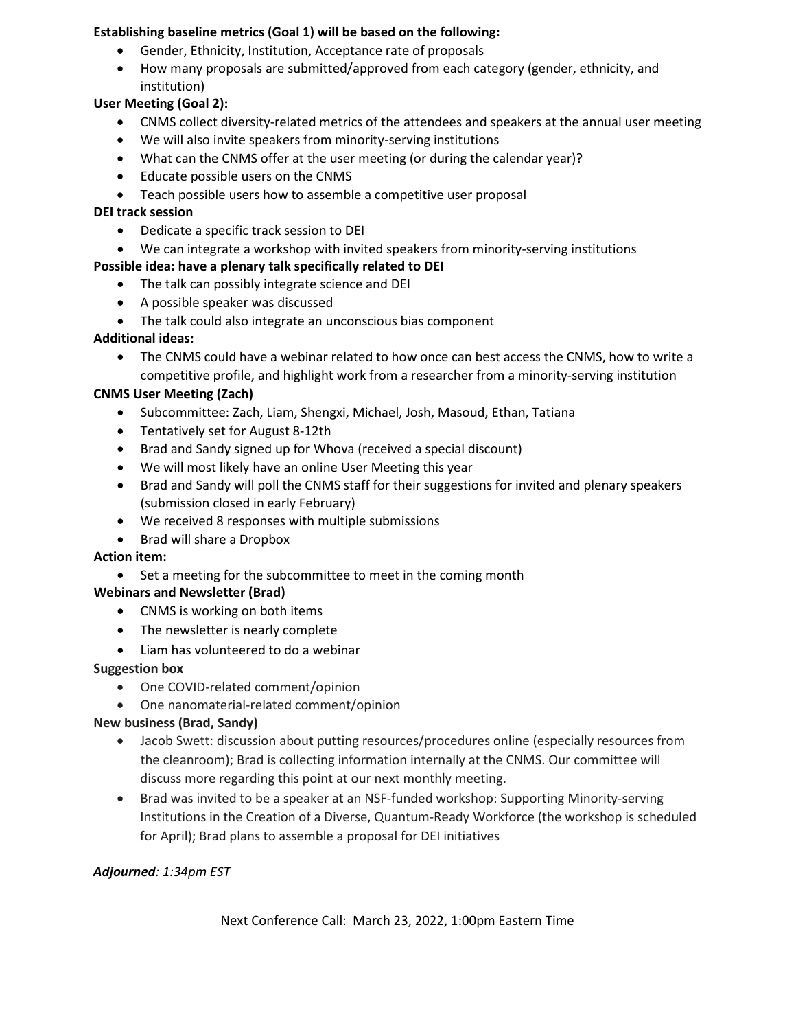**Establishing baseline metrics (Goal 1) will be based on the following:**

- Gender, Ethnicity, Institution, Acceptance rate of proposals
- How many proposals are submitted/approved from each category (gender, ethnicity, and institution)

**User Meeting (Goal 2):**

- CNMS collect diversity-related metrics of the attendees and speakers at the annual user meeting
- We will also invite speakers from minority-serving institutions
- What can the CNMS offer at the user meeting (or during the calendar year)?
- Educate possible users on the CNMS
- Teach possible users how to assemble a competitive user proposal

**DEI track session**

- Dedicate a specific track session to DEI
- We can integrate a workshop with invited speakers from minority-serving institutions

**Possible idea: have a plenary talk specifically related to DEI**

- The talk can possibly integrate science and DEI
- A possible speaker was discussed
- The talk could also integrate an unconscious bias component

**Additional ideas:**

- The CNMS could have a webinar related to how once can best access the CNMS, how to write a competitive profile, and highlight work from a researcher from a minority-serving institution

**CNMS User Meeting (Zach)**

- Subcommittee: Zach, Liam, Shengxi, Michael, Josh, Masoud, Ethan, Tatiana
- Tentatively set for August 8-12th
- Brad and Sandy signed up for Whova (received a special discount)
- We will most likely have an online User Meeting this year
- Brad and Sandy will poll the CNMS staff for their suggestions for invited and plenary speakers (submission closed in early February)
- We received 8 responses with multiple submissions
- Brad will share a Dropbox

**Action item:**

- Set a meeting for the subcommittee to meet in the coming month

**Webinars and Newsletter (Brad)**

- CNMS is working on both items
- The newsletter is nearly complete
- Liam has volunteered to do a webinar

**Suggestion box**

- One COVID-related comment/opinion
- One nanomaterial-related comment/opinion

**New business (Brad, Sandy)**

- Jacob Swett: discussion about putting resources/procedures online (especially resources from the cleanroom); Brad is collecting information internally at the CNMS. Our committee will discuss more regarding this point at our next monthly meeting.
- Brad was invited to be a speaker at an NSF-funded workshop: Supporting Minority-serving Institutions in the Creation of a Diverse, Quantum-Ready Workforce (the workshop is scheduled for April); Brad plans to assemble a proposal for DEI initiatives

***Adjourned**: 1:34pm EST*

Next Conference Call: March 23, 2022, 1:00pm Eastern Time